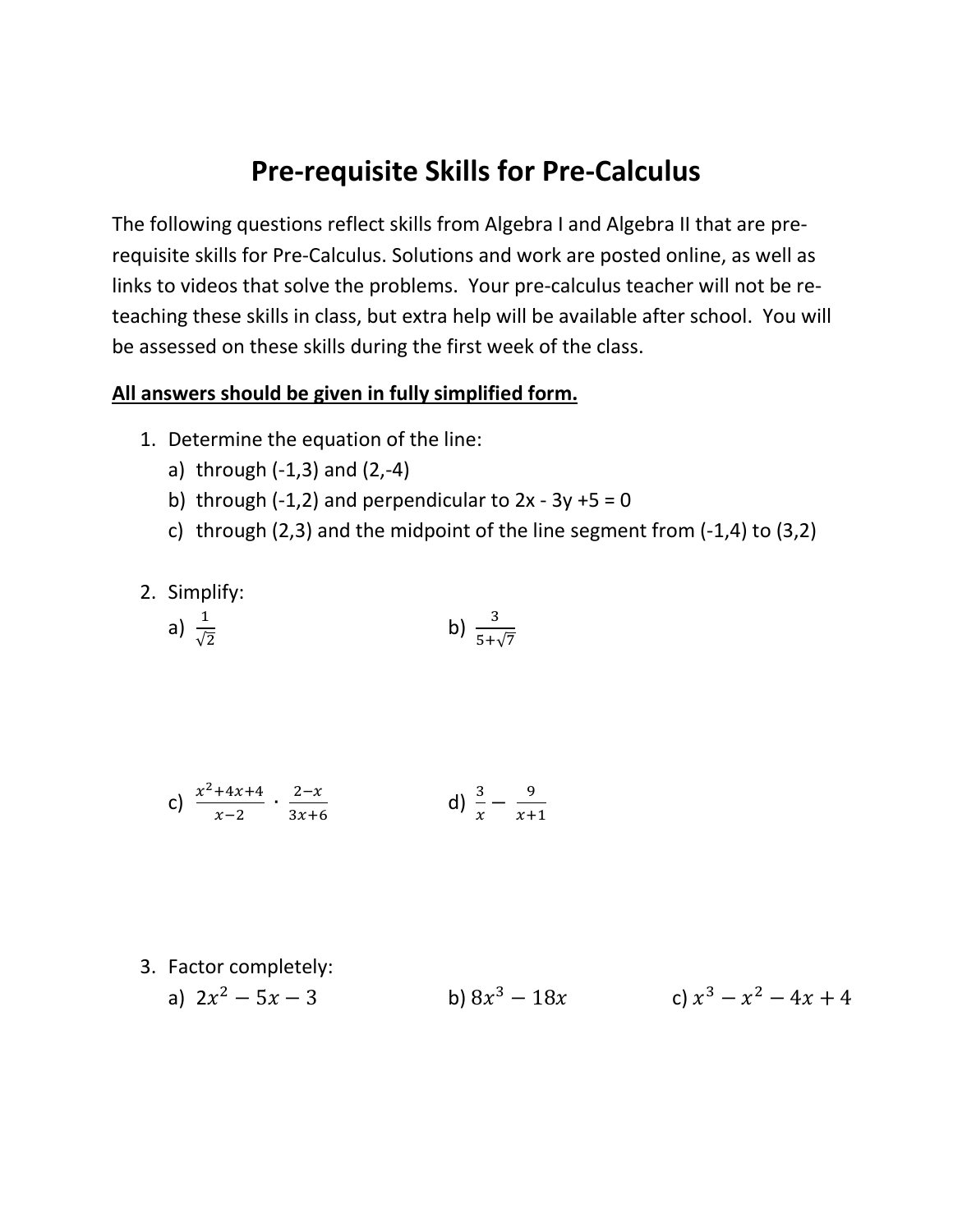# Pre-requisite Skills for Pre-Calculus

The following questions reflect skills from Algebra I and Algebra II that are pre-requisite skills for Pre-Calculus. Solutions and work are posted online, as well as links to videos that solve the problems. Your pre-calculus teacher will not be re-teaching these skills in class, but extra help will be available after school. You will be assessed on these skills during the first week of the class.

**All answers should be given in fully simplified form.**

1. Determine the equation of the line:
   a) through (-1,3) and (2,-4)
   b) through (-1,2) and perpendicular to 2x - 3y +5 = 0
   c) through (2,3) and the midpoint of the line segment from (-1,4) to (3,2)

2. Simplify:
   a) $\frac{1}{\sqrt{2}}$
   b) $\frac{3}{5+\sqrt{7}}$
   c) $\frac{x^2+4x+4}{x-2} \cdot \frac{2-x}{3x+6}$
   d) $\frac{3}{x} - \frac{9}{x+1}$

3. Factor completely:
   a) $2x^2 - 5x - 3$
   b) $8x^3 - 18x$
   c) $x^3 - x^2 - 4x + 4$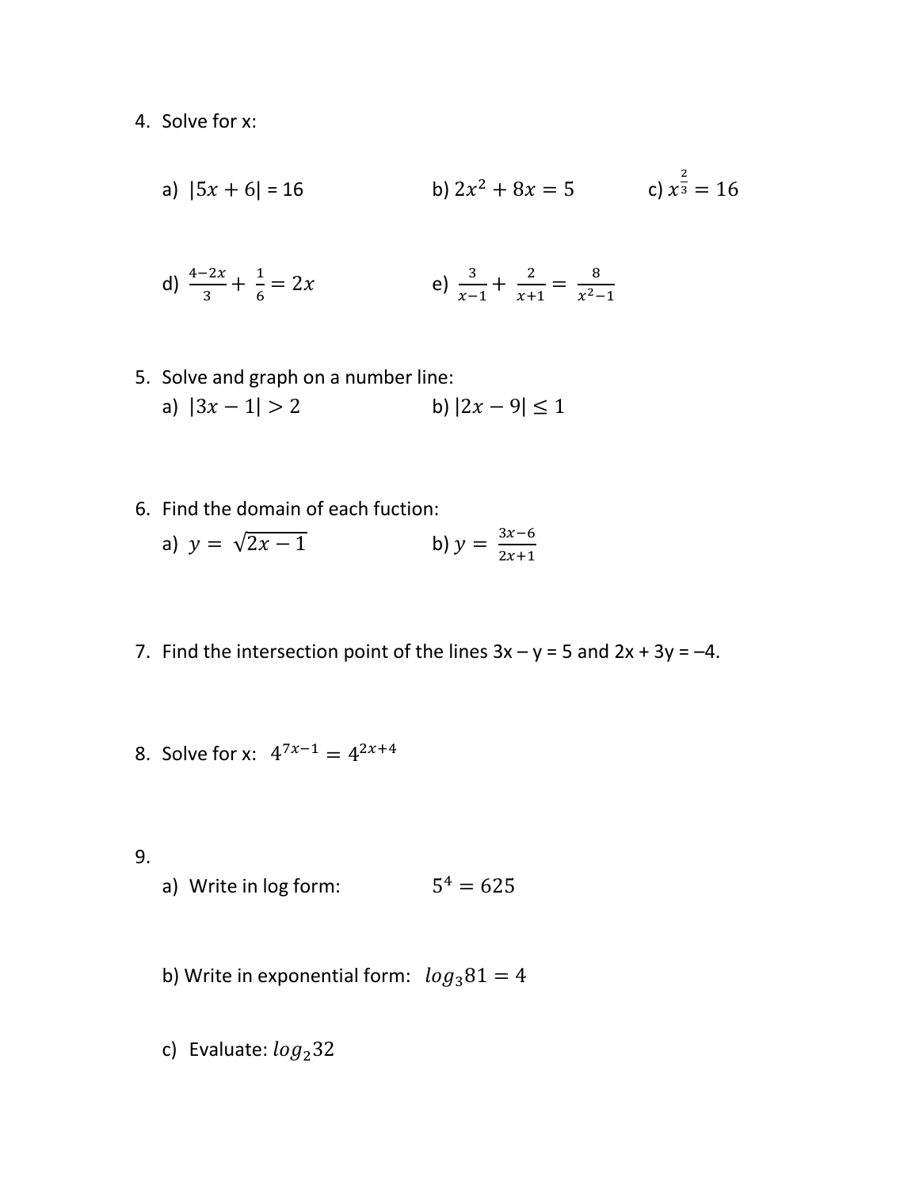4. Solve for x:

   a) $|5x + 6| = 16$  b) $2x^2 + 8x = 5$  c) $x^{\frac{2}{3}} = 16$

   d) $\frac{4-2x}{3} + \frac{1}{6} = 2x$  e) $\frac{3}{x-1} + \frac{2}{x+1} = \frac{8}{x^2-1}$

5. Solve and graph on a number line:

   a) $|3x - 1| > 2$  b) $|2x - 9| \leq 1$

6. Find the domain of each fuction:

   a) $y = \sqrt{2x - 1}$  b) $y = \frac{3x-6}{2x+1}$

7. Find the intersection point of the lines 3x – y = 5 and 2x + 3y = –4.

8. Solve for x: $4^{7x-1} = 4^{2x+4}$

9.

   a) Write in log form: $5^4 = 625$

   b) Write in exponential form: $log_3 81 = 4$

   c) Evaluate: $log_2 32$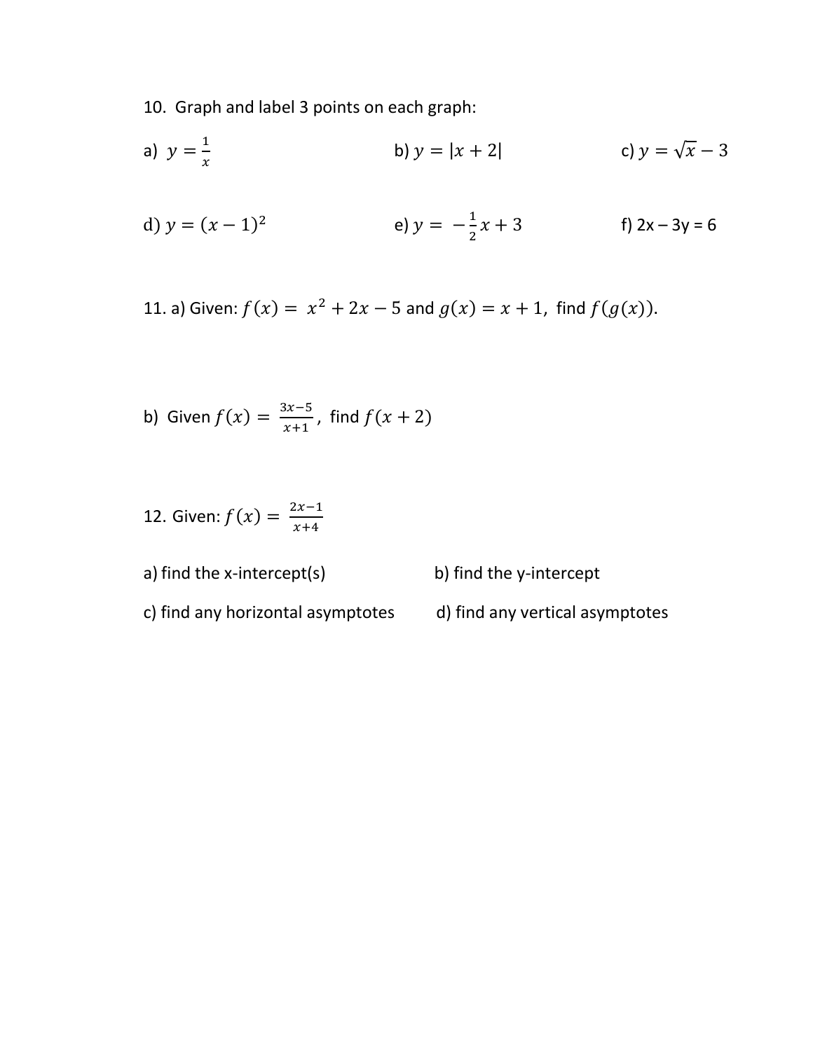10. Graph and label 3 points on each graph:

a) $y = \frac{1}{x}$

b) $y = |x + 2|$

c) $y = \sqrt{x} - 3$

d) $y = (x - 1)^2$

e) $y = -\frac{1}{2}x + 3$

f) $2x - 3y = 6$

11. a) Given: $f(x) = x^2 + 2x - 5$ and $g(x) = x + 1$, find $f(g(x))$.

b) Given $f(x) = \frac{3x-5}{x+1}$, find $f(x + 2)$

12. Given: $f(x) = \frac{2x-1}{x+4}$

a) find the x-intercept(s)

b) find the y-intercept

c) find any horizontal asymptotes

d) find any vertical asymptotes